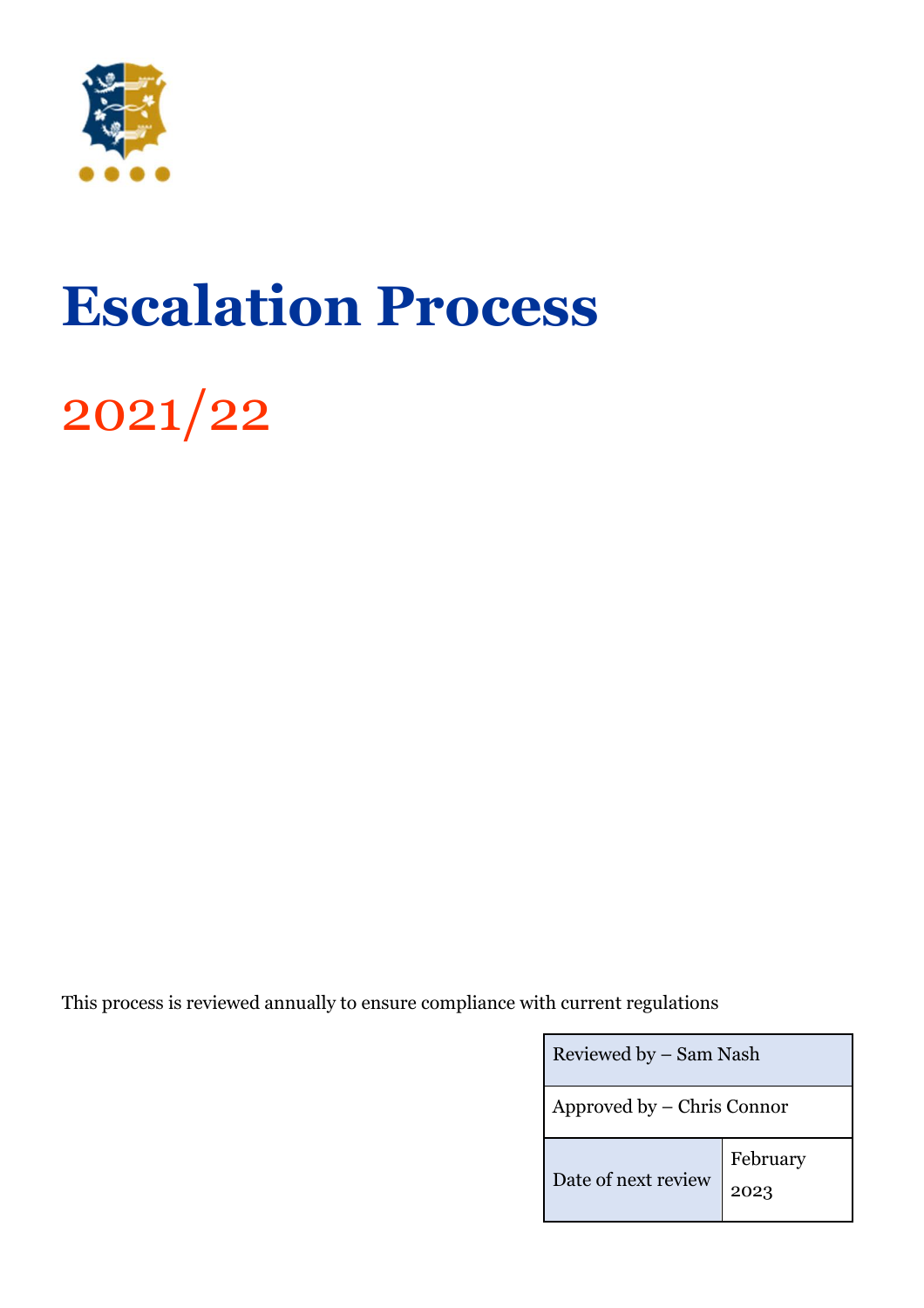# Escalation Process

## 2021/22

This process is reviewed annually to ensure compliance with current regulations

| Reviewed by – Sam Nash | |
|---|---|
| Approved by – Chris Connor | |
| Date of next review | February 2023 |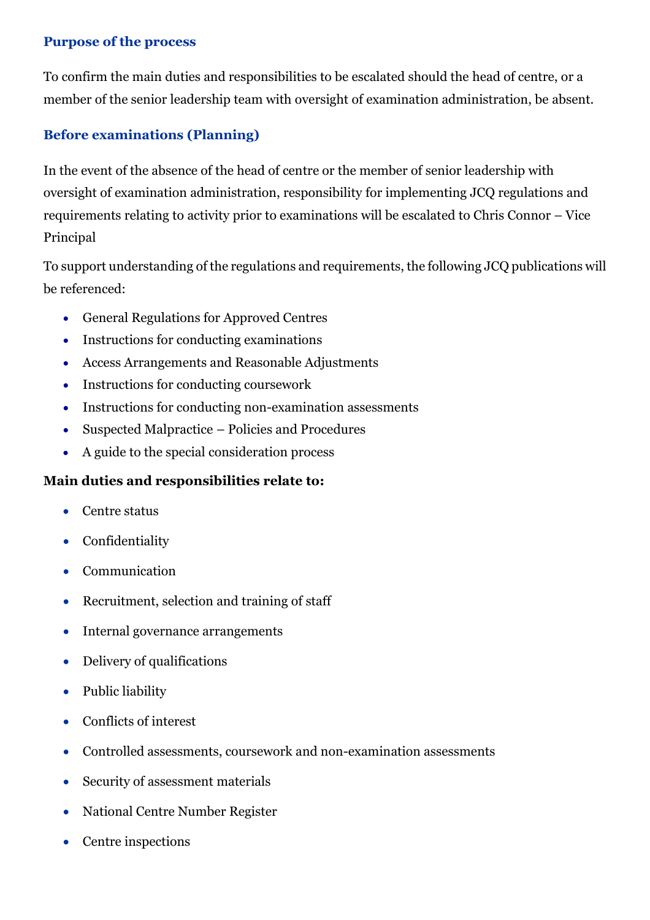## Purpose of the process

To confirm the main duties and responsibilities to be escalated should the head of centre, or a member of the senior leadership team with oversight of examination administration, be absent.

## Before examinations (Planning)

In the event of the absence of the head of centre or the member of senior leadership with oversight of examination administration, responsibility for implementing JCQ regulations and requirements relating to activity prior to examinations will be escalated to Chris Connor – Vice Principal

To support understanding of the regulations and requirements, the following JCQ publications will be referenced:

- General Regulations for Approved Centres
- Instructions for conducting examinations
- Access Arrangements and Reasonable Adjustments
- Instructions for conducting coursework
- Instructions for conducting non-examination assessments
- Suspected Malpractice – Policies and Procedures
- A guide to the special consideration process

**Main duties and responsibilities relate to:**

- Centre status
- Confidentiality
- Communication
- Recruitment, selection and training of staff
- Internal governance arrangements
- Delivery of qualifications
- Public liability
- Conflicts of interest
- Controlled assessments, coursework and non-examination assessments
- Security of assessment materials
- National Centre Number Register
- Centre inspections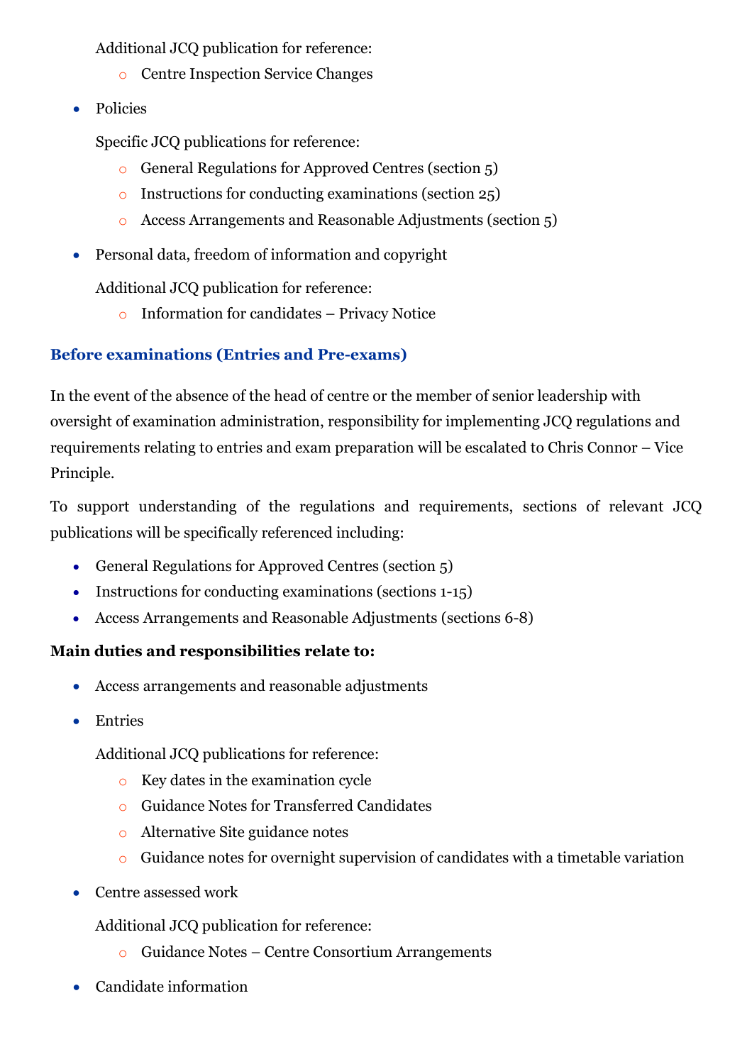Additional JCQ publication for reference:

- Centre Inspection Service Changes

- Policies

  Specific JCQ publications for reference:

  - General Regulations for Approved Centres (section 5)
  - Instructions for conducting examinations (section 25)
  - Access Arrangements and Reasonable Adjustments (section 5)

- Personal data, freedom of information and copyright

  Additional JCQ publication for reference:

  - Information for candidates – Privacy Notice

## Before examinations (Entries and Pre-exams)

In the event of the absence of the head of centre or the member of senior leadership with oversight of examination administration, responsibility for implementing JCQ regulations and requirements relating to entries and exam preparation will be escalated to Chris Connor – Vice Principle.

To support understanding of the regulations and requirements, sections of relevant JCQ publications will be specifically referenced including:

- General Regulations for Approved Centres (section 5)
- Instructions for conducting examinations (sections 1-15)
- Access Arrangements and Reasonable Adjustments (sections 6-8)

**Main duties and responsibilities relate to:**

- Access arrangements and reasonable adjustments

- Entries

  Additional JCQ publications for reference:

  - Key dates in the examination cycle
  - Guidance Notes for Transferred Candidates
  - Alternative Site guidance notes
  - Guidance notes for overnight supervision of candidates with a timetable variation

- Centre assessed work

  Additional JCQ publication for reference:

  - Guidance Notes – Centre Consortium Arrangements

- Candidate information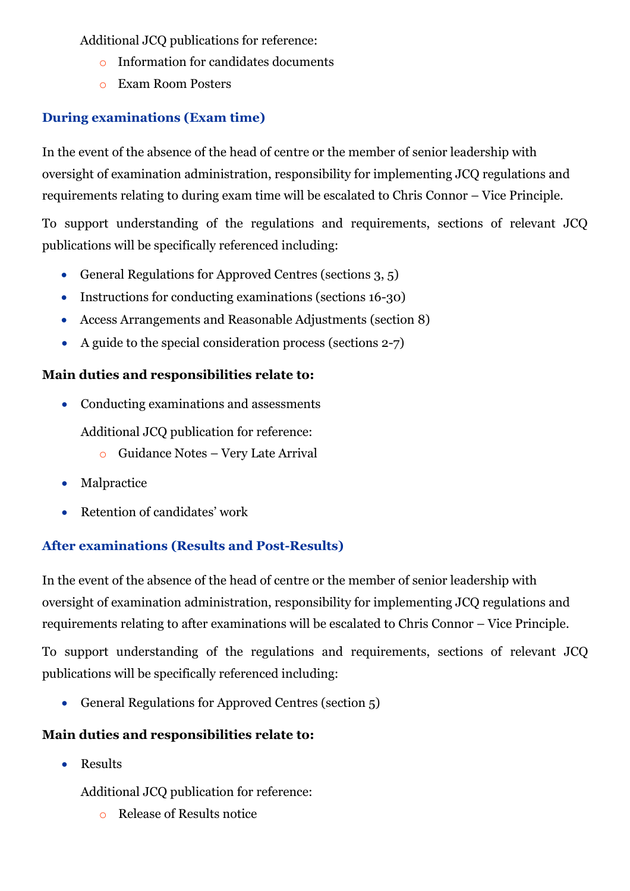Additional JCQ publications for reference:

- Information for candidates documents
- Exam Room Posters

### During examinations (Exam time)

In the event of the absence of the head of centre or the member of senior leadership with oversight of examination administration, responsibility for implementing JCQ regulations and requirements relating to during exam time will be escalated to Chris Connor – Vice Principle.

To support understanding of the regulations and requirements, sections of relevant JCQ publications will be specifically referenced including:

- General Regulations for Approved Centres (sections 3, 5)
- Instructions for conducting examinations (sections 16-30)
- Access Arrangements and Reasonable Adjustments (section 8)
- A guide to the special consideration process (sections 2-7)

**Main duties and responsibilities relate to:**

- Conducting examinations and assessments

  Additional JCQ publication for reference:
  - Guidance Notes – Very Late Arrival

- Malpractice
- Retention of candidates' work

### After examinations (Results and Post-Results)

In the event of the absence of the head of centre or the member of senior leadership with oversight of examination administration, responsibility for implementing JCQ regulations and requirements relating to after examinations will be escalated to Chris Connor – Vice Principle.

To support understanding of the regulations and requirements, sections of relevant JCQ publications will be specifically referenced including:

- General Regulations for Approved Centres (section 5)

**Main duties and responsibilities relate to:**

- Results

  Additional JCQ publication for reference:
  - Release of Results notice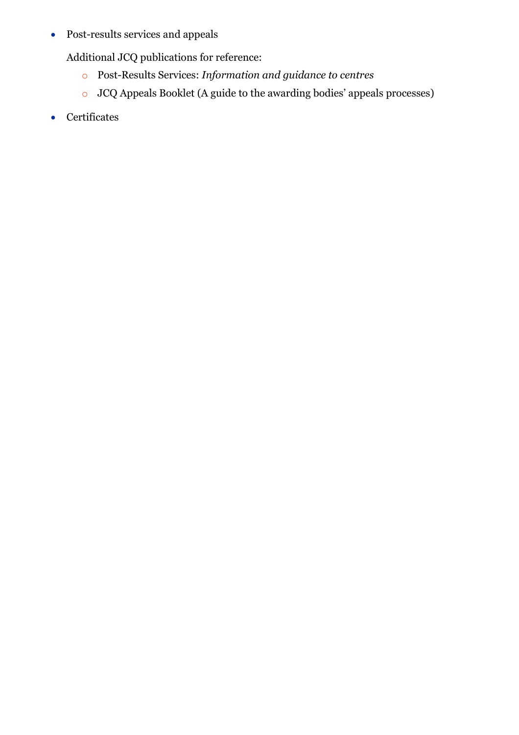- Post-results services and appeals

  Additional JCQ publications for reference:

  - Post-Results Services: *Information and guidance to centres*
  - JCQ Appeals Booklet (A guide to the awarding bodies' appeals processes)

- Certificates